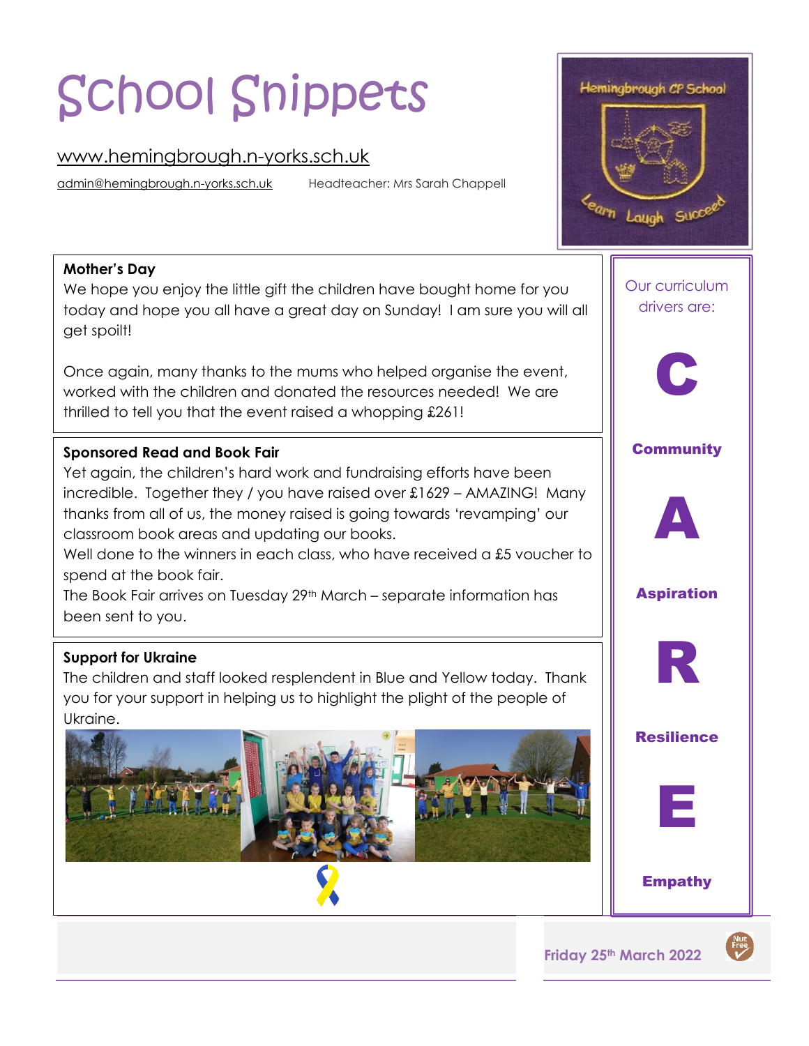# School Snippets

www.hemingbrough.n-yorks.sch.uk

admin@hemingbrough.n-yorks.sch.uk      Headteacher: Mrs Sarah Chappell

**Mother's Day**

We hope you enjoy the little gift the children have bought home for you today and hope you all have a great day on Sunday! I am sure you will all get spoilt!

Once again, many thanks to the mums who helped organise the event, worked with the children and donated the resources needed! We are thrilled to tell you that the event raised a whopping £261!

**Sponsored Read and Book Fair**

Yet again, the children's hard work and fundraising efforts have been incredible. Together they / you have raised over £1629 – AMAZING! Many thanks from all of us, the money raised is going towards 'revamping' our classroom book areas and updating our books.

Well done to the winners in each class, who have received a £5 voucher to spend at the book fair.

The Book Fair arrives on Tuesday 29th March – separate information has been sent to you.

**Support for Ukraine**

The children and staff looked resplendent in Blue and Yellow today. Thank you for your support in helping us to highlight the plight of the people of Ukraine.

Our curriculum drivers are:

**C**

**Community**

**A**

**Aspiration**

**R**

**Resilience**

**E**

**Empathy**

Friday 25th March 2022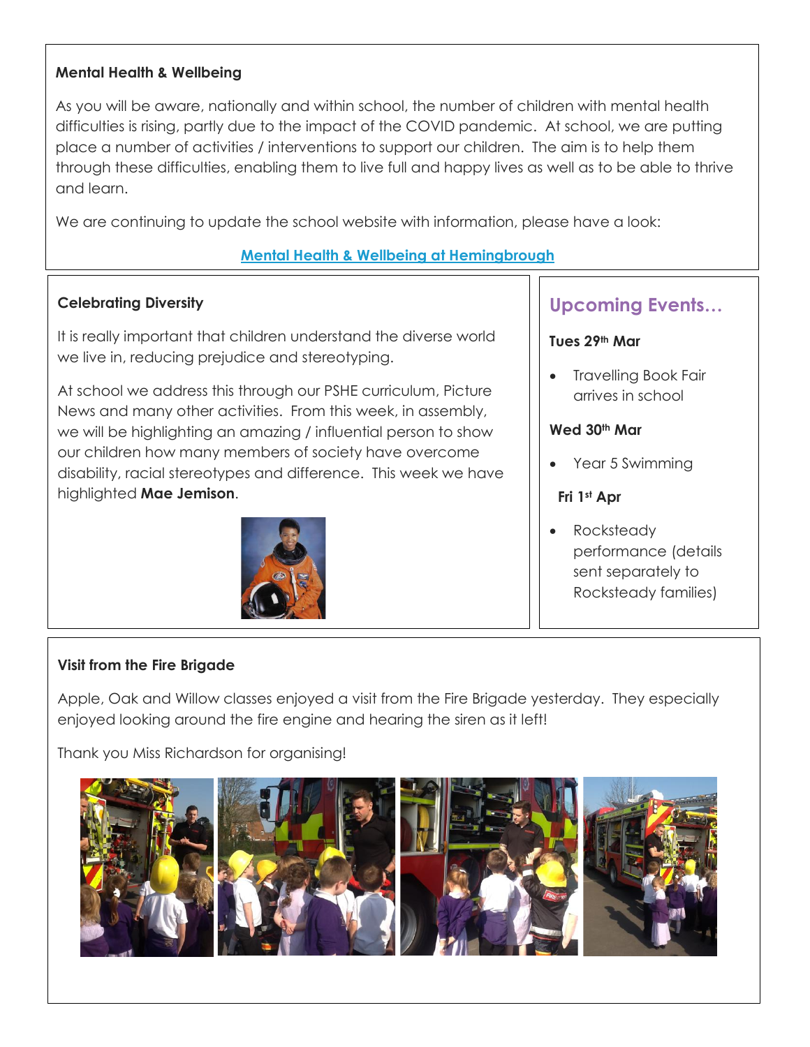## Mental Health & Wellbeing

As you will be aware, nationally and within school, the number of children with mental health difficulties is rising, partly due to the impact of the COVID pandemic. At school, we are putting place a number of activities / interventions to support our children. The aim is to help them through these difficulties, enabling them to live full and happy lives as well as to be able to thrive and learn.

We are continuing to update the school website with information, please have a look:

[Mental Health & Wellbeing at Hemingbrough]

## Celebrating Diversity

It is really important that children understand the diverse world we live in, reducing prejudice and stereotyping.

At school we address this through our PSHE curriculum, Picture News and many other activities. From this week, in assembly, we will be highlighting an amazing / influential person to show our children how many members of society have overcome disability, racial stereotypes and difference. This week we have highlighted **Mae Jemison**.

## Upcoming Events…

**Tues 29th Mar**

- Travelling Book Fair arrives in school

**Wed 30th Mar**

- Year 5 Swimming

**Fri 1st Apr**

- Rocksteady performance (details sent separately to Rocksteady families)

## Visit from the Fire Brigade

Apple, Oak and Willow classes enjoyed a visit from the Fire Brigade yesterday. They especially enjoyed looking around the fire engine and hearing the siren as it left!

Thank you Miss Richardson for organising!